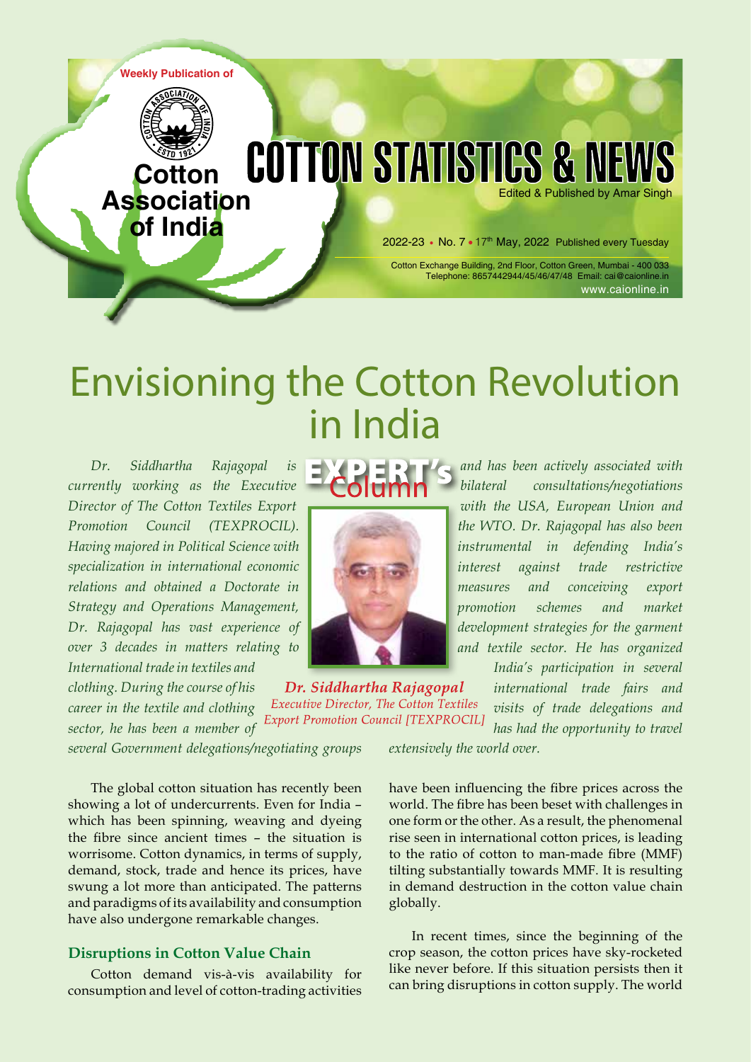Weekly Publication of

Cotton Association of India

# COTTON STATISTICS & NEWS

Edited & Published by Amar Singh

2022-23 • No. 7 • 17th May, 2022 Published every Tuesday

Cotton Exchange Building, 2nd Floor, Cotton Green, Mumbai - 400 033
Telephone: 8657442944/45/46/47/48 Email: cai@caionline.in
www.caionline.in

# Envisioning the Cotton Revolution in India

EXPERT's Column

*Dr. Siddhartha Rajagopal is currently working as the Executive Director of The Cotton Textiles Export Promotion Council (TEXPROCIL). Having majored in Political Science with specialization in international economic relations and obtained a Doctorate in Strategy and Operations Management, Dr. Rajagopal has vast experience of over 3 decades in matters relating to International trade in textiles and clothing. During the course of his career in the textile and clothing sector, he has been a member of several Government delegations/negotiating groups and has been actively associated with bilateral consultations/negotiations with the USA, European Union and the WTO. Dr. Rajagopal has also been instrumental in defending India's interest against trade restrictive measures and conceiving export promotion schemes and market development strategies for the garment and textile sector. He has organized India's participation in several international trade fairs and visits of trade delegations and has had the opportunity to travel extensively the world over.*

***Dr. Siddhartha Rajagopal***
*Executive Director, The Cotton Textiles Export Promotion Council [TEXPROCIL]*

The global cotton situation has recently been showing a lot of undercurrents. Even for India – which has been spinning, weaving and dyeing the fibre since ancient times – the situation is worrisome. Cotton dynamics, in terms of supply, demand, stock, trade and hence its prices, have swung a lot more than anticipated. The patterns and paradigms of its availability and consumption have also undergone remarkable changes.

## Disruptions in Cotton Value Chain

Cotton demand vis-à-vis availability for consumption and level of cotton-trading activities have been influencing the fibre prices across the world. The fibre has been beset with challenges in one form or the other. As a result, the phenomenal rise seen in international cotton prices, is leading to the ratio of cotton to man-made fibre (MMF) tilting substantially towards MMF. It is resulting in demand destruction in the cotton value chain globally.

In recent times, since the beginning of the crop season, the cotton prices have sky-rocketed like never before. If this situation persists then it can bring disruptions in cotton supply. The world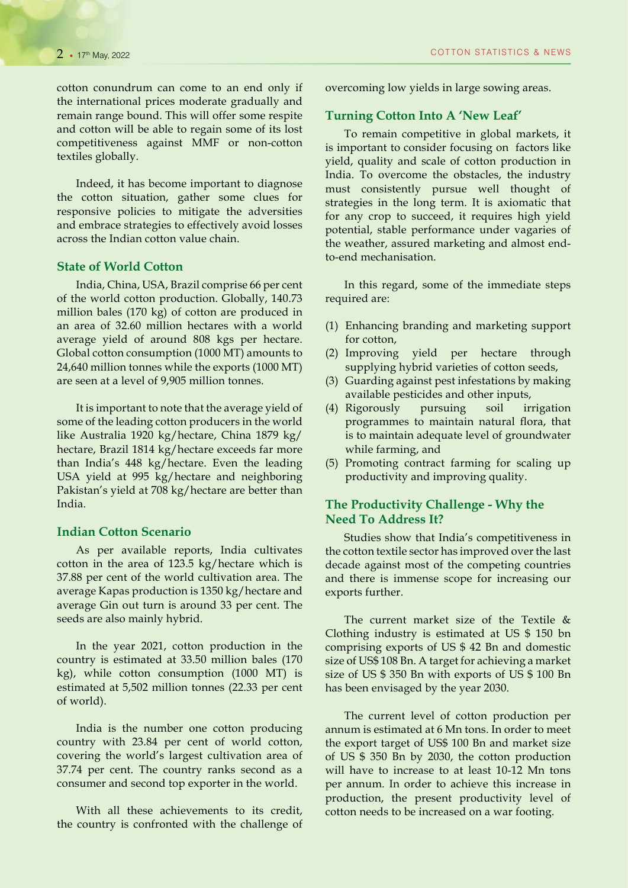cotton conundrum can come to an end only if the international prices moderate gradually and remain range bound. This will offer some respite and cotton will be able to regain some of its lost competitiveness against MMF or non-cotton textiles globally.

Indeed, it has become important to diagnose the cotton situation, gather some clues for responsive policies to mitigate the adversities and embrace strategies to effectively avoid losses across the Indian cotton value chain.

## State of World Cotton

India, China, USA, Brazil comprise 66 per cent of the world cotton production. Globally, 140.73 million bales (170 kg) of cotton are produced in an area of 32.60 million hectares with a world average yield of around 808 kgs per hectare. Global cotton consumption (1000 MT) amounts to 24,640 million tonnes while the exports (1000 MT) are seen at a level of 9,905 million tonnes.

It is important to note that the average yield of some of the leading cotton producers in the world like Australia 1920 kg/hectare, China 1879 kg/hectare, Brazil 1814 kg/hectare exceeds far more than India's 448 kg/hectare. Even the leading USA yield at 995 kg/hectare and neighboring Pakistan's yield at 708 kg/hectare are better than India.

## Indian Cotton Scenario

As per available reports, India cultivates cotton in the area of 123.5 kg/hectare which is 37.88 per cent of the world cultivation area. The average Kapas production is 1350 kg/hectare and average Gin out turn is around 33 per cent. The seeds are also mainly hybrid.

In the year 2021, cotton production in the country is estimated at 33.50 million bales (170 kg), while cotton consumption (1000 MT) is estimated at 5,502 million tonnes (22.33 per cent of world).

India is the number one cotton producing country with 23.84 per cent of world cotton, covering the world's largest cultivation area of 37.74 per cent. The country ranks second as a consumer and second top exporter in the world.

With all these achievements to its credit, the country is confronted with the challenge of overcoming low yields in large sowing areas.

## Turning Cotton Into A 'New Leaf'

To remain competitive in global markets, it is important to consider focusing on factors like yield, quality and scale of cotton production in India. To overcome the obstacles, the industry must consistently pursue well thought of strategies in the long term. It is axiomatic that for any crop to succeed, it requires high yield potential, stable performance under vagaries of the weather, assured marketing and almost end-to-end mechanisation.

In this regard, some of the immediate steps required are:

(1) Enhancing branding and marketing support for cotton,
(2) Improving yield per hectare through supplying hybrid varieties of cotton seeds,
(3) Guarding against pest infestations by making available pesticides and other inputs,
(4) Rigorously pursuing soil irrigation programmes to maintain natural flora, that is to maintain adequate level of groundwater while farming, and
(5) Promoting contract farming for scaling up productivity and improving quality.

## The Productivity Challenge - Why the Need To Address It?

Studies show that India's competitiveness in the cotton textile sector has improved over the last decade against most of the competing countries and there is immense scope for increasing our exports further.

The current market size of the Textile & Clothing industry is estimated at US $ 150 bn comprising exports of US $ 42 Bn and domestic size of US$ 108 Bn. A target for achieving a market size of US $ 350 Bn with exports of US $ 100 Bn has been envisaged by the year 2030.

The current level of cotton production per annum is estimated at 6 Mn tons. In order to meet the export target of US$ 100 Bn and market size of US $ 350 Bn by 2030, the cotton production will have to increase to at least 10-12 Mn tons per annum. In order to achieve this increase in production, the present productivity level of cotton needs to be increased on a war footing.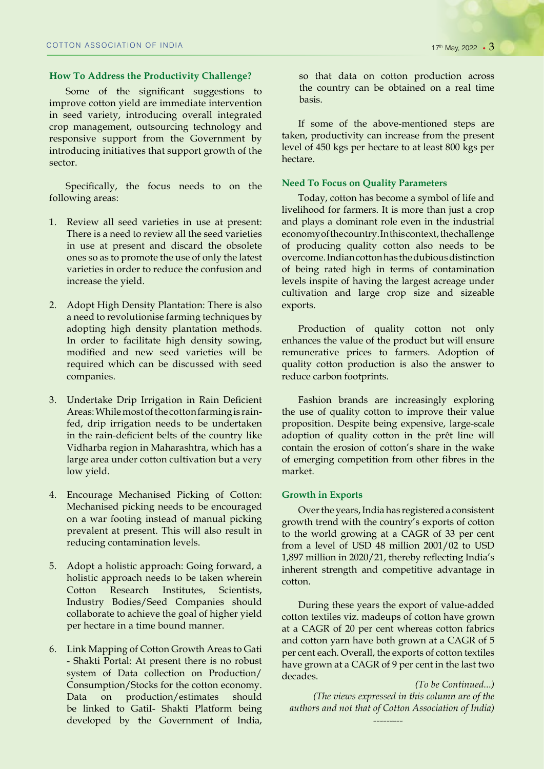### How To Address the Productivity Challenge?

Some of the significant suggestions to improve cotton yield are immediate intervention in seed variety, introducing overall integrated crop management, outsourcing technology and responsive support from the Government by introducing initiatives that support growth of the sector.

Specifically, the focus needs to on the following areas:

1. Review all seed varieties in use at present: There is a need to review all the seed varieties in use at present and discard the obsolete ones so as to promote the use of only the latest varieties in order to reduce the confusion and increase the yield.

2. Adopt High Density Plantation: There is also a need to revolutionise farming techniques by adopting high density plantation methods. In order to facilitate high density sowing, modified and new seed varieties will be required which can be discussed with seed companies.

3. Undertake Drip Irrigation in Rain Deficient Areas: While most of the cotton farming is rain-fed, drip irrigation needs to be undertaken in the rain-deficient belts of the country like Vidharba region in Maharashtra, which has a large area under cotton cultivation but a very low yield.

4. Encourage Mechanised Picking of Cotton: Mechanised picking needs to be encouraged on a war footing instead of manual picking prevalent at present. This will also result in reducing contamination levels.

5. Adopt a holistic approach: Going forward, a holistic approach needs to be taken wherein Cotton Research Institutes, Scientists, Industry Bodies/Seed Companies should collaborate to achieve the goal of higher yield per hectare in a time bound manner.

6. Link Mapping of Cotton Growth Areas to Gati - Shakti Portal: At present there is no robust system of Data collection on Production/ Consumption/Stocks for the cotton economy. Data on production/estimates should be linked to GatiI- Shakti Platform being developed by the Government of India, so that data on cotton production across the country can be obtained on a real time basis.

If some of the above-mentioned steps are taken, productivity can increase from the present level of 450 kgs per hectare to at least 800 kgs per hectare.

### Need To Focus on Quality Parameters

Today, cotton has become a symbol of life and livelihood for farmers. It is more than just a crop and plays a dominant role even in the industrial economy of the country. In this context, the challenge of producing quality cotton also needs to be overcome. Indian cotton has the dubious distinction of being rated high in terms of contamination levels inspite of having the largest acreage under cultivation and large crop size and sizeable exports.

Production of quality cotton not only enhances the value of the product but will ensure remunerative prices to farmers. Adoption of quality cotton production is also the answer to reduce carbon footprints.

Fashion brands are increasingly exploring the use of quality cotton to improve their value proposition. Despite being expensive, large-scale adoption of quality cotton in the prêt line will contain the erosion of cotton's share in the wake of emerging competition from other fibres in the market.

### Growth in Exports

Over the years, India has registered a consistent growth trend with the country's exports of cotton to the world growing at a CAGR of 33 per cent from a level of USD 48 million 2001/02 to USD 1,897 million in 2020/21, thereby reflecting India's inherent strength and competitive advantage in cotton.

During these years the export of value-added cotton textiles viz. madeups of cotton have grown at a CAGR of 20 per cent whereas cotton fabrics and cotton yarn have both grown at a CAGR of 5 per cent each. Overall, the exports of cotton textiles have grown at a CAGR of 9 per cent in the last two decades.

*(To be Continued...)*

*(The views expressed in this column are of the authors and not that of Cotton Association of India)*

---------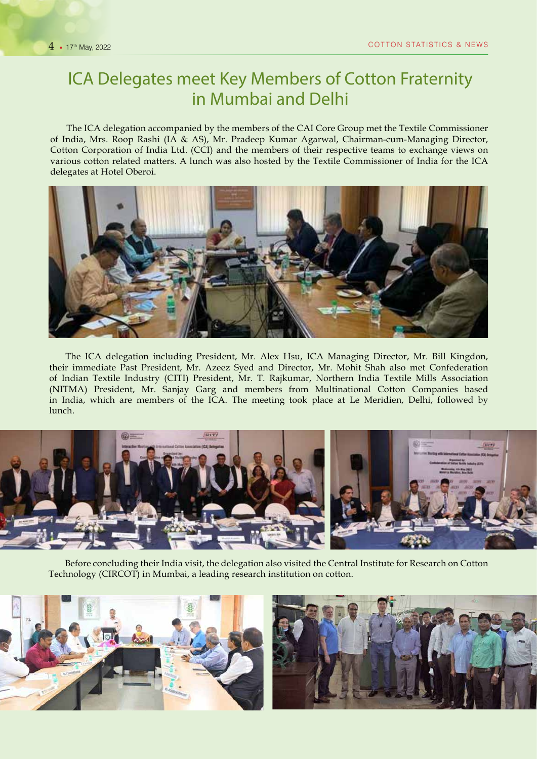# ICA Delegates meet Key Members of Cotton Fraternity in Mumbai and Delhi

The ICA delegation accompanied by the members of the CAI Core Group met the Textile Commissioner of India, Mrs. Roop Rashi (IA & AS), Mr. Pradeep Kumar Agarwal, Chairman-cum-Managing Director, Cotton Corporation of India Ltd. (CCI) and the members of their respective teams to exchange views on various cotton related matters. A lunch was also hosted by the Textile Commissioner of India for the ICA delegates at Hotel Oberoi.

The ICA delegation including President, Mr. Alex Hsu, ICA Managing Director, Mr. Bill Kingdon, their immediate Past President, Mr. Azeez Syed and Director, Mr. Mohit Shah also met Confederation of Indian Textile Industry (CITI) President, Mr. T. Rajkumar, Northern India Textile Mills Association (NITMA) President, Mr. Sanjay Garg and members from Multinational Cotton Companies based in India, which are members of the ICA. The meeting took place at Le Meridien, Delhi, followed by lunch.

Before concluding their India visit, the delegation also visited the Central Institute for Research on Cotton Technology (CIRCOT) in Mumbai, a leading research institution on cotton.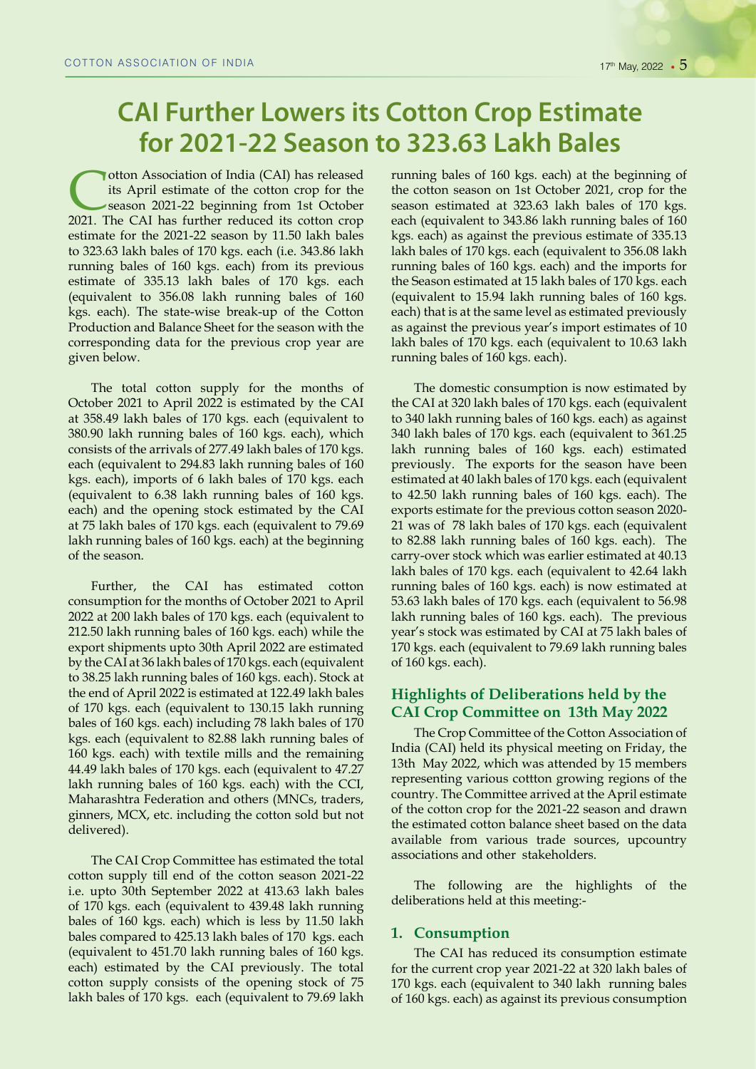# CAI Further Lowers its Cotton Crop Estimate for 2021-22 Season to 323.63 Lakh Bales

Cotton Association of India (CAI) has released its April estimate of the cotton crop for the season 2021-22 beginning from 1st October 2021. The CAI has further reduced its cotton crop estimate for the 2021-22 season by 11.50 lakh bales to 323.63 lakh bales of 170 kgs. each (i.e. 343.86 lakh running bales of 160 kgs. each) from its previous estimate of 335.13 lakh bales of 170 kgs. each (equivalent to 356.08 lakh running bales of 160 kgs. each). The state-wise break-up of the Cotton Production and Balance Sheet for the season with the corresponding data for the previous crop year are given below.

The total cotton supply for the months of October 2021 to April 2022 is estimated by the CAI at 358.49 lakh bales of 170 kgs. each (equivalent to 380.90 lakh running bales of 160 kgs. each), which consists of the arrivals of 277.49 lakh bales of 170 kgs. each (equivalent to 294.83 lakh running bales of 160 kgs. each), imports of 6 lakh bales of 170 kgs. each (equivalent to 6.38 lakh running bales of 160 kgs. each) and the opening stock estimated by the CAI at 75 lakh bales of 170 kgs. each (equivalent to 79.69 lakh running bales of 160 kgs. each) at the beginning of the season.

Further, the CAI has estimated cotton consumption for the months of October 2021 to April 2022 at 200 lakh bales of 170 kgs. each (equivalent to 212.50 lakh running bales of 160 kgs. each) while the export shipments upto 30th April 2022 are estimated by the CAI at 36 lakh bales of 170 kgs. each (equivalent to 38.25 lakh running bales of 160 kgs. each). Stock at the end of April 2022 is estimated at 122.49 lakh bales of 170 kgs. each (equivalent to 130.15 lakh running bales of 160 kgs. each) including 78 lakh bales of 170 kgs. each (equivalent to 82.88 lakh running bales of 160 kgs. each) with textile mills and the remaining 44.49 lakh bales of 170 kgs. each (equivalent to 47.27 lakh running bales of 160 kgs. each) with the CCI, Maharashtra Federation and others (MNCs, traders, ginners, MCX, etc. including the cotton sold but not delivered).

The CAI Crop Committee has estimated the total cotton supply till end of the cotton season 2021-22 i.e. upto 30th September 2022 at 413.63 lakh bales of 170 kgs. each (equivalent to 439.48 lakh running bales of 160 kgs. each) which is less by 11.50 lakh bales compared to 425.13 lakh bales of 170 kgs. each (equivalent to 451.70 lakh running bales of 160 kgs. each) estimated by the CAI previously. The total cotton supply consists of the opening stock of 75 lakh bales of 170 kgs. each (equivalent to 79.69 lakh running bales of 160 kgs. each) at the beginning of the cotton season on 1st October 2021, crop for the season estimated at 323.63 lakh bales of 170 kgs. each (equivalent to 343.86 lakh running bales of 160 kgs. each) as against the previous estimate of 335.13 lakh bales of 170 kgs. each (equivalent to 356.08 lakh running bales of 160 kgs. each) and the imports for the Season estimated at 15 lakh bales of 170 kgs. each (equivalent to 15.94 lakh running bales of 160 kgs. each) that is at the same level as estimated previously as against the previous year's import estimates of 10 lakh bales of 170 kgs. each (equivalent to 10.63 lakh running bales of 160 kgs. each).

The domestic consumption is now estimated by the CAI at 320 lakh bales of 170 kgs. each (equivalent to 340 lakh running bales of 160 kgs. each) as against 340 lakh bales of 170 kgs. each (equivalent to 361.25 lakh running bales of 160 kgs. each) estimated previously. The exports for the season have been estimated at 40 lakh bales of 170 kgs. each (equivalent to 42.50 lakh running bales of 160 kgs. each). The exports estimate for the previous cotton season 2020-21 was of 78 lakh bales of 170 kgs. each (equivalent to 82.88 lakh running bales of 160 kgs. each). The carry-over stock which was earlier estimated at 40.13 lakh bales of 170 kgs. each (equivalent to 42.64 lakh running bales of 160 kgs. each) is now estimated at 53.63 lakh bales of 170 kgs. each (equivalent to 56.98 lakh running bales of 160 kgs. each). The previous year's stock was estimated by CAI at 75 lakh bales of 170 kgs. each (equivalent to 79.69 lakh running bales of 160 kgs. each).

## Highlights of Deliberations held by the CAI Crop Committee on 13th May 2022

The Crop Committee of the Cotton Association of India (CAI) held its physical meeting on Friday, the 13th May 2022, which was attended by 15 members representing various cottton growing regions of the country. The Committee arrived at the April estimate of the cotton crop for the 2021-22 season and drawn the estimated cotton balance sheet based on the data available from various trade sources, upcountry associations and other stakeholders.

The following are the highlights of the deliberations held at this meeting:-

### 1. Consumption

The CAI has reduced its consumption estimate for the current crop year 2021-22 at 320 lakh bales of 170 kgs. each (equivalent to 340 lakh running bales of 160 kgs. each) as against its previous consumption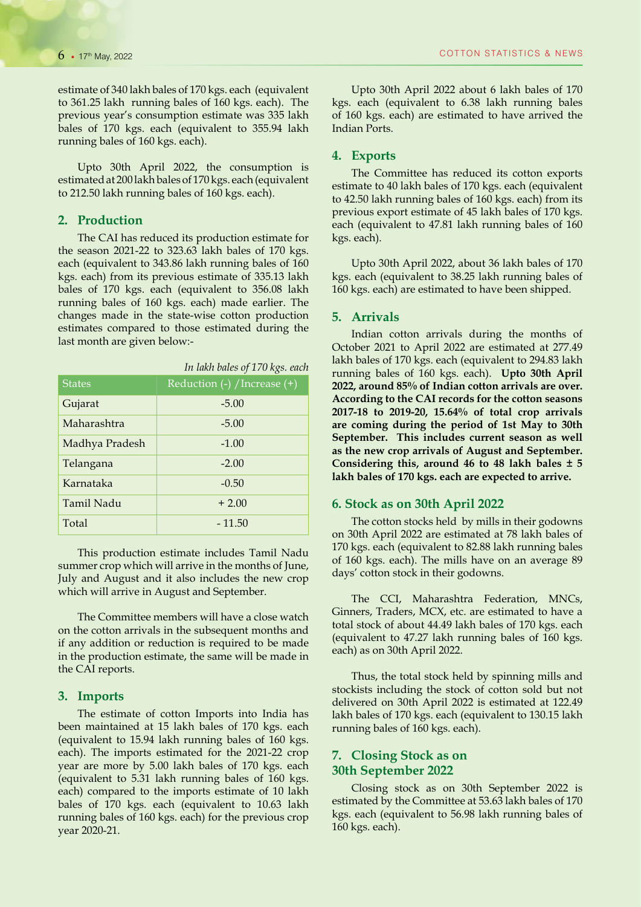estimate of 340 lakh bales of 170 kgs. each (equivalent to 361.25 lakh running bales of 160 kgs. each). The previous year's consumption estimate was 335 lakh bales of 170 kgs. each (equivalent to 355.94 lakh running bales of 160 kgs. each).

Upto 30th April 2022, the consumption is estimated at 200 lakh bales of 170 kgs. each (equivalent to 212.50 lakh running bales of 160 kgs. each).

## 2. Production

The CAI has reduced its production estimate for the season 2021-22 to 323.63 lakh bales of 170 kgs. each (equivalent to 343.86 lakh running bales of 160 kgs. each) from its previous estimate of 335.13 lakh bales of 170 kgs. each (equivalent to 356.08 lakh running bales of 160 kgs. each) made earlier. The changes made in the state-wise cotton production estimates compared to those estimated during the last month are given below:-

*In lakh bales of 170 kgs. each*

| States | Reduction (-) / Increase (+) |
|---|---|
| Gujarat | -5.00 |
| Maharashtra | -5.00 |
| Madhya Pradesh | -1.00 |
| Telangana | -2.00 |
| Karnataka | -0.50 |
| Tamil Nadu | + 2.00 |
| Total | - 11.50 |

This production estimate includes Tamil Nadu summer crop which will arrive in the months of June, July and August and it also includes the new crop which will arrive in August and September.

The Committee members will have a close watch on the cotton arrivals in the subsequent months and if any addition or reduction is required to be made in the production estimate, the same will be made in the CAI reports.

## 3. Imports

The estimate of cotton Imports into India has been maintained at 15 lakh bales of 170 kgs. each (equivalent to 15.94 lakh running bales of 160 kgs. each). The imports estimated for the 2021-22 crop year are more by 5.00 lakh bales of 170 kgs. each (equivalent to 5.31 lakh running bales of 160 kgs. each) compared to the imports estimate of 10 lakh bales of 170 kgs. each (equivalent to 10.63 lakh running bales of 160 kgs. each) for the previous crop year 2020-21.

Upto 30th April 2022 about 6 lakh bales of 170 kgs. each (equivalent to 6.38 lakh running bales of 160 kgs. each) are estimated to have arrived the Indian Ports.

## 4. Exports

The Committee has reduced its cotton exports estimate to 40 lakh bales of 170 kgs. each (equivalent to 42.50 lakh running bales of 160 kgs. each) from its previous export estimate of 45 lakh bales of 170 kgs. each (equivalent to 47.81 lakh running bales of 160 kgs. each).

Upto 30th April 2022, about 36 lakh bales of 170 kgs. each (equivalent to 38.25 lakh running bales of 160 kgs. each) are estimated to have been shipped.

## 5. Arrivals

Indian cotton arrivals during the months of October 2021 to April 2022 are estimated at 277.49 lakh bales of 170 kgs. each (equivalent to 294.83 lakh running bales of 160 kgs. each). **Upto 30th April 2022, around 85% of Indian cotton arrivals are over. According to the CAI records for the cotton seasons 2017-18 to 2019-20, 15.64% of total crop arrivals are coming during the period of 1st May to 30th September. This includes current season as well as the new crop arrivals of August and September. Considering this, around 46 to 48 lakh bales ± 5 lakh bales of 170 kgs. each are expected to arrive.**

## 6. Stock as on 30th April 2022

The cotton stocks held by mills in their godowns on 30th April 2022 are estimated at 78 lakh bales of 170 kgs. each (equivalent to 82.88 lakh running bales of 160 kgs. each). The mills have on an average 89 days' cotton stock in their godowns.

The CCI, Maharashtra Federation, MNCs, Ginners, Traders, MCX, etc. are estimated to have a total stock of about 44.49 lakh bales of 170 kgs. each (equivalent to 47.27 lakh running bales of 160 kgs. each) as on 30th April 2022.

Thus, the total stock held by spinning mills and stockists including the stock of cotton sold but not delivered on 30th April 2022 is estimated at 122.49 lakh bales of 170 kgs. each (equivalent to 130.15 lakh running bales of 160 kgs. each).

## 7. Closing Stock as on 30th September 2022

Closing stock as on 30th September 2022 is estimated by the Committee at 53.63 lakh bales of 170 kgs. each (equivalent to 56.98 lakh running bales of 160 kgs. each).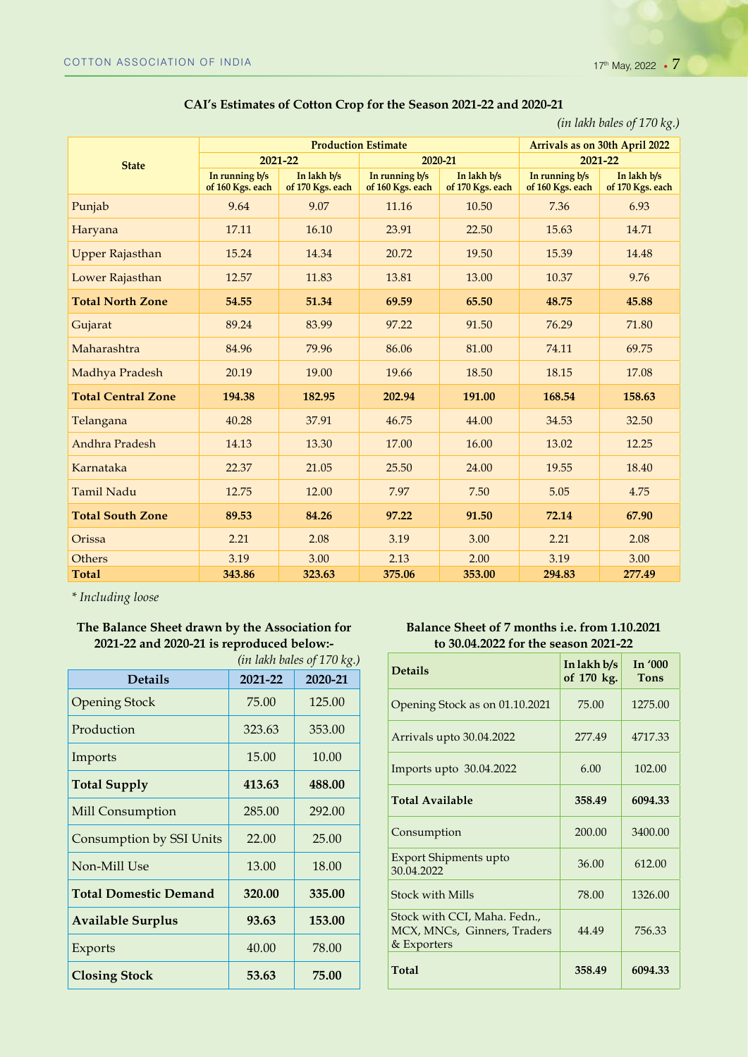## CAI's Estimates of Cotton Crop for the Season 2021-22 and 2020-21

*(in lakh bales of 170 kg.)*

| State | Production Estimate | | | | Arrivals as on 30th April 2022 | |
|---|---|---|---|---|---|---|
| | 2021-22 | | 2020-21 | | 2021-22 | |
| | In running b/s of 160 Kgs. each | In lakh b/s of 170 Kgs. each | In running b/s of 160 Kgs. each | In lakh b/s of 170 Kgs. each | In running b/s of 160 Kgs. each | In lakh b/s of 170 Kgs. each |
| Punjab | 9.64 | 9.07 | 11.16 | 10.50 | 7.36 | 6.93 |
| Haryana | 17.11 | 16.10 | 23.91 | 22.50 | 15.63 | 14.71 |
| Upper Rajasthan | 15.24 | 14.34 | 20.72 | 19.50 | 15.39 | 14.48 |
| Lower Rajasthan | 12.57 | 11.83 | 13.81 | 13.00 | 10.37 | 9.76 |
| **Total North Zone** | **54.55** | **51.34** | **69.59** | **65.50** | **48.75** | **45.88** |
| Gujarat | 89.24 | 83.99 | 97.22 | 91.50 | 76.29 | 71.80 |
| Maharashtra | 84.96 | 79.96 | 86.06 | 81.00 | 74.11 | 69.75 |
| Madhya Pradesh | 20.19 | 19.00 | 19.66 | 18.50 | 18.15 | 17.08 |
| **Total Central Zone** | **194.38** | **182.95** | **202.94** | **191.00** | **168.54** | **158.63** |
| Telangana | 40.28 | 37.91 | 46.75 | 44.00 | 34.53 | 32.50 |
| Andhra Pradesh | 14.13 | 13.30 | 17.00 | 16.00 | 13.02 | 12.25 |
| Karnataka | 22.37 | 21.05 | 25.50 | 24.00 | 19.55 | 18.40 |
| Tamil Nadu | 12.75 | 12.00 | 7.97 | 7.50 | 5.05 | 4.75 |
| **Total South Zone** | **89.53** | **84.26** | **97.22** | **91.50** | **72.14** | **67.90** |
| Orissa | 2.21 | 2.08 | 3.19 | 3.00 | 2.21 | 2.08 |
| Others | 3.19 | 3.00 | 2.13 | 2.00 | 3.19 | 3.00 |
| **Total** | **343.86** | **323.63** | **375.06** | **353.00** | **294.83** | **277.49** |

*\* Including loose*

### The Balance Sheet drawn by the Association for 2021-22 and 2020-21 is reproduced below:-

*(in lakh bales of 170 kg.)*

| Details | 2021-22 | 2020-21 |
|---|---|---|
| Opening Stock | 75.00 | 125.00 |
| Production | 323.63 | 353.00 |
| Imports | 15.00 | 10.00 |
| **Total Supply** | **413.63** | **488.00** |
| Mill Consumption | 285.00 | 292.00 |
| Consumption by SSI Units | 22.00 | 25.00 |
| Non-Mill Use | 13.00 | 18.00 |
| **Total Domestic Demand** | **320.00** | **335.00** |
| **Available Surplus** | **93.63** | **153.00** |
| Exports | 40.00 | 78.00 |
| **Closing Stock** | **53.63** | **75.00** |

### Balance Sheet of 7 months i.e. from 1.10.2021 to 30.04.2022 for the season 2021-22

| Details | In lakh b/s of 170 kg. | In '000 Tons |
|---|---|---|
| Opening Stock as on 01.10.2021 | 75.00 | 1275.00 |
| Arrivals upto 30.04.2022 | 277.49 | 4717.33 |
| Imports upto 30.04.2022 | 6.00 | 102.00 |
| **Total Available** | **358.49** | **6094.33** |
| Consumption | 200.00 | 3400.00 |
| Export Shipments upto 30.04.2022 | 36.00 | 612.00 |
| Stock with Mills | 78.00 | 1326.00 |
| Stock with CCI, Maha. Fedn., MCX, MNCs, Ginners, Traders & Exporters | 44.49 | 756.33 |
| **Total** | **358.49** | **6094.33** |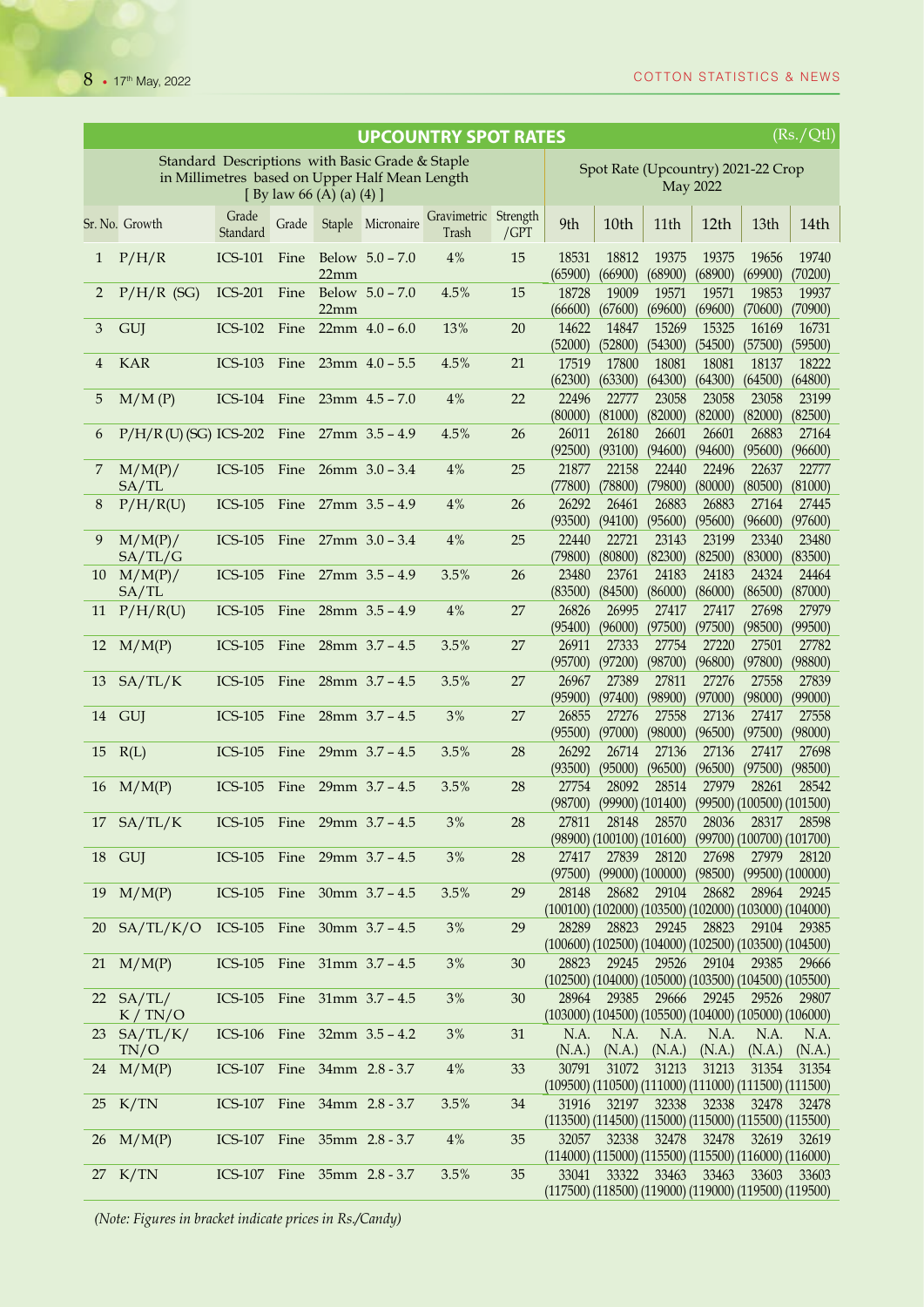## UPCOUNTRY SPOT RATES

(Rs./Qtl)

| Standard Descriptions with Basic Grade & Staple in Millimetres based on Upper Half Mean Length [ By law 66 (A) (a) (4) ] | | | | | | | | Spot Rate (Upcountry) 2021-22 Crop May 2022 | | | | | |
|---|---|---|---|---|---|---|---|---|---|---|---|---|---|
| Sr. No. | Growth | Grade Standard | Grade | Staple | Micronaire | Gravimetric Trash | Strength /GPT | 9th | 10th | 11th | 12th | 13th | 14th |
| 1 | P/H/R | ICS-101 | Fine | Below 22mm | 5.0 – 7.0 | 4% | 15 | 18531 (65900) | 18812 (66900) | 19375 (68900) | 19375 (68900) | 19656 (69900) | 19740 (70200) |
| 2 | P/H/R (SG) | ICS-201 | Fine | Below 22mm | 5.0 – 7.0 | 4.5% | 15 | 18728 (66600) | 19009 (67600) | 19571 (69600) | 19571 (69600) | 19853 (70600) | 19937 (70900) |
| 3 | GUJ | ICS-102 | Fine | 22mm | 4.0 – 6.0 | 13% | 20 | 14622 (52000) | 14847 (52800) | 15269 (54300) | 15325 (54500) | 16169 (57500) | 16731 (59500) |
| 4 | KAR | ICS-103 | Fine | 23mm | 4.0 – 5.5 | 4.5% | 21 | 17519 (62300) | 17800 (63300) | 18081 (64300) | 18081 (64300) | 18137 (64500) | 18222 (64800) |
| 5 | M/M (P) | ICS-104 | Fine | 23mm | 4.5 – 7.0 | 4% | 22 | 22496 (80000) | 22777 (81000) | 23058 (82000) | 23058 (82000) | 23058 (82000) | 23199 (82500) |
| 6 | P/H/R (U) (SG) | ICS-202 | Fine | 27mm | 3.5 – 4.9 | 4.5% | 26 | 26011 (92500) | 26180 (93100) | 26601 (94600) | 26601 (94600) | 26883 (95600) | 27164 (96600) |
| 7 | M/M(P)/ SA/TL | ICS-105 | Fine | 26mm | 3.0 – 3.4 | 4% | 25 | 21877 (77800) | 22158 (78800) | 22440 (79800) | 22496 (80000) | 22637 (80500) | 22777 (81000) |
| 8 | P/H/R(U) | ICS-105 | Fine | 27mm | 3.5 – 4.9 | 4% | 26 | 26292 (93500) | 26461 (94100) | 26883 (95600) | 26883 (95600) | 27164 (96600) | 27445 (97600) |
| 9 | M/M(P)/ SA/TL/G | ICS-105 | Fine | 27mm | 3.0 – 3.4 | 4% | 25 | 22440 (79800) | 22721 (80800) | 23143 (82300) | 23199 (82500) | 23340 (83000) | 23480 (83500) |
| 10 | M/M(P)/ SA/TL | ICS-105 | Fine | 27mm | 3.5 – 4.9 | 3.5% | 26 | 23480 (83500) | 23761 (84500) | 24183 (86000) | 24183 (86000) | 24324 (86500) | 24464 (87000) |
| 11 | P/H/R(U) | ICS-105 | Fine | 28mm | 3.5 – 4.9 | 4% | 27 | 26826 (95400) | 26995 (96000) | 27417 (97500) | 27417 (97500) | 27698 (98500) | 27979 (99500) |
| 12 | M/M(P) | ICS-105 | Fine | 28mm | 3.7 – 4.5 | 3.5% | 27 | 26911 (95700) | 27333 (97200) | 27754 (98700) | 27220 (96800) | 27501 (97800) | 27782 (98800) |
| 13 | SA/TL/K | ICS-105 | Fine | 28mm | 3.7 – 4.5 | 3.5% | 27 | 26967 (95900) | 27389 (97400) | 27811 (98900) | 27276 (97000) | 27558 (98000) | 27839 (99000) |
| 14 | GUJ | ICS-105 | Fine | 28mm | 3.7 – 4.5 | 3% | 27 | 26855 (95500) | 27276 (97000) | 27558 (98000) | 27136 (96500) | 27417 (97500) | 27558 (98000) |
| 15 | R(L) | ICS-105 | Fine | 29mm | 3.7 – 4.5 | 3.5% | 28 | 26292 (93500) | 26714 (95000) | 27136 (96500) | 27136 (96500) | 27417 (97500) | 27698 (98500) |
| 16 | M/M(P) | ICS-105 | Fine | 29mm | 3.7 – 4.5 | 3.5% | 28 | 27754 (98700) | 28092 (99900) | 28514 (101400) | 27979 (99500) | 28261 (100500) | 28542 (101500) |
| 17 | SA/TL/K | ICS-105 | Fine | 29mm | 3.7 – 4.5 | 3% | 28 | 27811 (98900) | 28148 (100100) | 28570 (101600) | 28036 (99700) | 28317 (100700) | 28598 (101700) |
| 18 | GUJ | ICS-105 | Fine | 29mm | 3.7 – 4.5 | 3% | 28 | 27417 (97500) | 27839 (99000) | 28120 (100000) | 27698 (98500) | 27979 (99500) | 28120 (100000) |
| 19 | M/M(P) | ICS-105 | Fine | 30mm | 3.7 – 4.5 | 3.5% | 29 | 28148 (100100) | 28682 (102000) | 29104 (103500) | 28682 (102000) | 28964 (103000) | 29245 (104000) |
| 20 | SA/TL/K/O | ICS-105 | Fine | 30mm | 3.7 – 4.5 | 3% | 29 | 28289 (100600) | 28823 (102500) | 29245 (104000) | 28823 (102500) | 29104 (103500) | 29385 (104500) |
| 21 | M/M(P) | ICS-105 | Fine | 31mm | 3.7 – 4.5 | 3% | 30 | 28823 (102500) | 29245 (104000) | 29526 (105000) | 29104 (103500) | 29385 (104500) | 29666 (105500) |
| 22 | SA/TL/ K / TN/O | ICS-105 | Fine | 31mm | 3.7 – 4.5 | 3% | 30 | 28964 (103000) | 29385 (104500) | 29666 (105500) | 29245 (104000) | 29526 (105000) | 29807 (106000) |
| 23 | SA/TL/K/ TN/O | ICS-106 | Fine | 32mm | 3.5 – 4.2 | 3% | 31 | N.A. (N.A.) | N.A. (N.A.) | N.A. (N.A.) | N.A. (N.A.) | N.A. (N.A.) | N.A. (N.A.) |
| 24 | M/M(P) | ICS-107 | Fine | 34mm | 2.8 - 3.7 | 4% | 33 | 30791 (109500) | 31072 (110500) | 31213 (111000) | 31213 (111000) | 31354 (111500) | 31354 (111500) |
| 25 | K/TN | ICS-107 | Fine | 34mm | 2.8 - 3.7 | 3.5% | 34 | 31916 (113500) | 32197 (114500) | 32338 (115000) | 32338 (115000) | 32478 (115500) | 32478 (115500) |
| 26 | M/M(P) | ICS-107 | Fine | 35mm | 2.8 - 3.7 | 4% | 35 | 32057 (114000) | 32338 (115000) | 32478 (115500) | 32478 (115500) | 32619 (116000) | 32619 (116000) |
| 27 | K/TN | ICS-107 | Fine | 35mm | 2.8 - 3.7 | 3.5% | 35 | 33041 (117500) | 33322 (118500) | 33463 (119000) | 33463 (119000) | 33603 (119500) | 33603 (119500) |

*(Note: Figures in bracket indicate prices in Rs./Candy)*